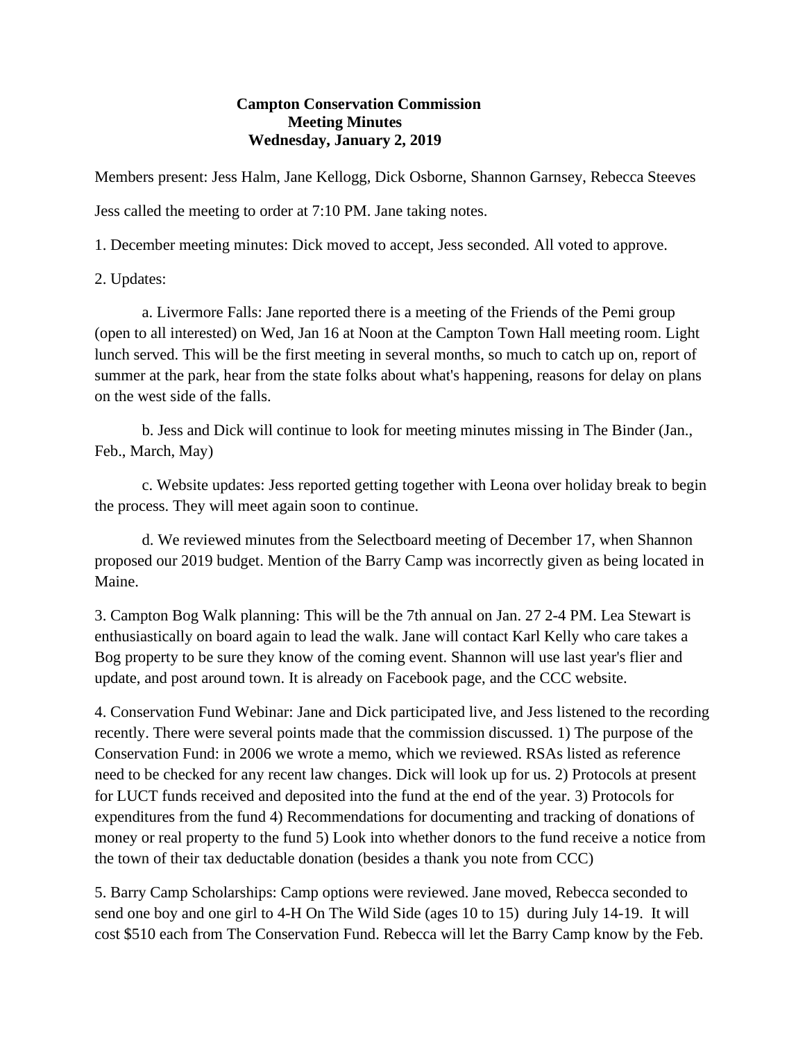**Campton Conservation Commission**
**Meeting Minutes**
**Wednesday, January 2, 2019**

Members present: Jess Halm, Jane Kellogg, Dick Osborne, Shannon Garnsey, Rebecca Steeves

Jess called the meeting to order at 7:10 PM. Jane taking notes.

1. December meeting minutes: Dick moved to accept, Jess seconded. All voted to approve.

2. Updates:

 a. Livermore Falls: Jane reported there is a meeting of the Friends of the Pemi group (open to all interested) on Wed, Jan 16 at Noon at the Campton Town Hall meeting room. Light lunch served. This will be the first meeting in several months, so much to catch up on, report of summer at the park, hear from the state folks about what's happening, reasons for delay on plans on the west side of the falls.

 b. Jess and Dick will continue to look for meeting minutes missing in The Binder (Jan., Feb., March, May)

 c. Website updates: Jess reported getting together with Leona over holiday break to begin the process. They will meet again soon to continue.

 d. We reviewed minutes from the Selectboard meeting of December 17, when Shannon proposed our 2019 budget. Mention of the Barry Camp was incorrectly given as being located in Maine.

3. Campton Bog Walk planning: This will be the 7th annual on Jan. 27 2-4 PM. Lea Stewart is enthusiastically on board again to lead the walk. Jane will contact Karl Kelly who care takes a Bog property to be sure they know of the coming event. Shannon will use last year's flier and update, and post around town. It is already on Facebook page, and the CCC website.

4. Conservation Fund Webinar: Jane and Dick participated live, and Jess listened to the recording recently. There were several points made that the commission discussed. 1) The purpose of the Conservation Fund: in 2006 we wrote a memo, which we reviewed. RSAs listed as reference need to be checked for any recent law changes. Dick will look up for us. 2) Protocols at present for LUCT funds received and deposited into the fund at the end of the year. 3) Protocols for expenditures from the fund 4) Recommendations for documenting and tracking of donations of money or real property to the fund 5) Look into whether donors to the fund receive a notice from the town of their tax deductable donation (besides a thank you note from CCC)

5. Barry Camp Scholarships: Camp options were reviewed. Jane moved, Rebecca seconded to send one boy and one girl to 4-H On The Wild Side (ages 10 to 15) during July 14-19. It will cost $510 each from The Conservation Fund. Rebecca will let the Barry Camp know by the Feb.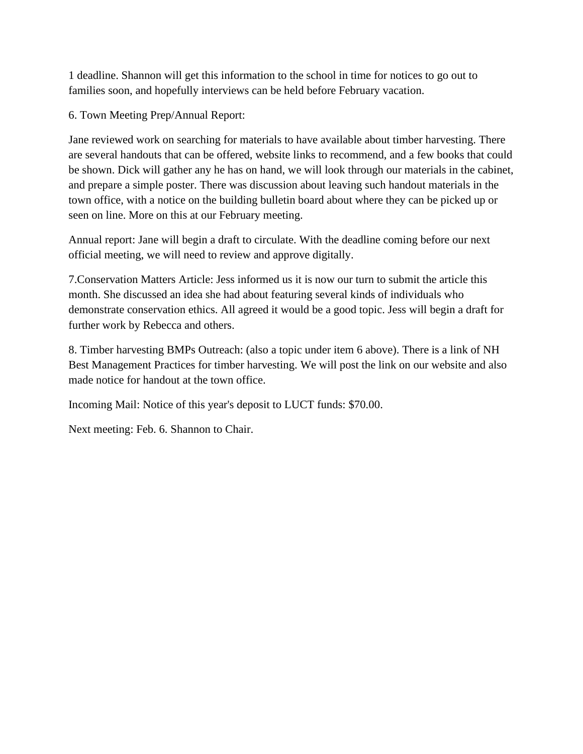1 deadline. Shannon will get this information to the school in time for notices to go out to families soon, and hopefully interviews can be held before February vacation.

6. Town Meeting Prep/Annual Report:

Jane reviewed work on searching for materials to have available about timber harvesting. There are several handouts that can be offered, website links to recommend, and a few books that could be shown. Dick will gather any he has on hand, we will look through our materials in the cabinet, and prepare a simple poster. There was discussion about leaving such handout materials in the town office, with a notice on the building bulletin board about where they can be picked up or seen on line. More on this at our February meeting.

Annual report: Jane will begin a draft to circulate. With the deadline coming before our next official meeting, we will need to review and approve digitally.

7.Conservation Matters Article: Jess informed us it is now our turn to submit the article this month. She discussed an idea she had about featuring several kinds of individuals who demonstrate conservation ethics. All agreed it would be a good topic. Jess will begin a draft for further work by Rebecca and others.

8. Timber harvesting BMPs Outreach: (also a topic under item 6 above). There is a link of NH Best Management Practices for timber harvesting. We will post the link on our website and also made notice for handout at the town office.

Incoming Mail: Notice of this year's deposit to LUCT funds: $70.00.

Next meeting: Feb. 6. Shannon to Chair.